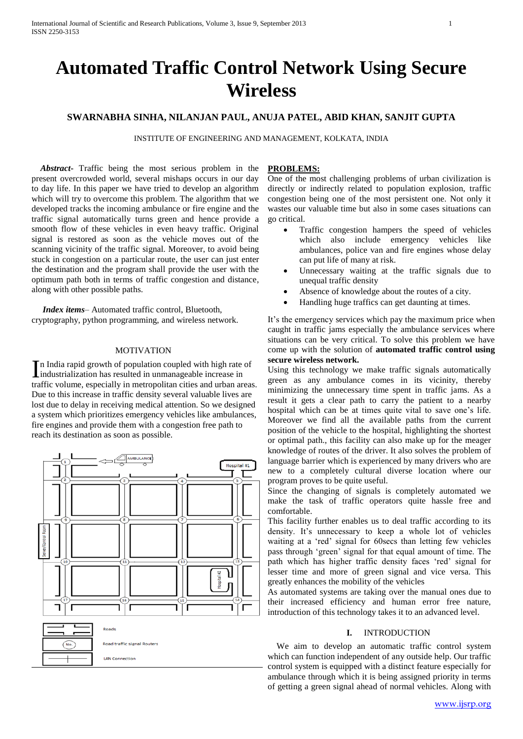# Automated Traffic Control Network Using Secure Wireless

**SWARNABHA SINHA, NILANJAN PAUL, ANUJA PATEL, ABID KHAN, SANJIT GUPTA**

INSTITUTE OF ENGINEERING AND MANAGEMENT, KOLKATA, INDIA

***Abstract-*** Traffic being the most serious problem in the present overcrowded world, several mishaps occurs in our day to day life. In this paper we have tried to develop an algorithm which will try to overcome this problem. The algorithm that we developed tracks the incoming ambulance or fire engine and the traffic signal automatically turns green and hence provide a smooth flow of these vehicles in even heavy traffic. Original signal is restored as soon as the vehicle moves out of the scanning vicinity of the traffic signal. Moreover, to avoid being stuck in congestion on a particular route, the user can just enter the destination and the program shall provide the user with the optimum path both in terms of traffic congestion and distance, along with other possible paths.

***Index items***– Automated traffic control, Bluetooth, cryptography, python programming, and wireless network.

## MOTIVATION

In India rapid growth of population coupled with high rate of industrialization has resulted in unmanageable increase in traffic volume, especially in metropolitan cities and urban areas. Due to this increase in traffic density several valuable lives are lost due to delay in receiving medical attention. So we designed a system which prioritizes emergency vehicles like ambulances, fire engines and provide them with a congestion free path to reach its destination as soon as possible.

## PROBLEMS:

One of the most challenging problems of urban civilization is directly or indirectly related to population explosion, traffic congestion being one of the most persistent one. Not only it wastes our valuable time but also in some cases situations can go critical.

- Traffic congestion hampers the speed of vehicles which also include emergency vehicles like ambulances, police van and fire engines whose delay can put life of many at risk.
- Unnecessary waiting at the traffic signals due to unequal traffic density
- Absence of knowledge about the routes of a city.
- Handling huge traffics can get daunting at times.

It's the emergency services which pay the maximum price when caught in traffic jams especially the ambulance services where situations can be very critical. To solve this problem we have come up with the solution of **automated traffic control using secure wireless network.**

Using this technology we make traffic signals automatically green as any ambulance comes in its vicinity, thereby minimizing the unnecessary time spent in traffic jams. As a result it gets a clear path to carry the patient to a nearby hospital which can be at times quite vital to save one's life. Moreover we find all the available paths from the current position of the vehicle to the hospital, highlighting the shortest or optimal path., this facility can also make up for the meager knowledge of routes of the driver. It also solves the problem of language barrier which is experienced by many drivers who are new to a completely cultural diverse location where our program proves to be quite useful.

Since the changing of signals is completely automated we make the task of traffic operators quite hassle free and comfortable.

This facility further enables us to deal traffic according to its density. It's unnecessary to keep a whole lot of vehicles waiting at a 'red' signal for 60secs than letting few vehicles pass through 'green' signal for that equal amount of time. The path which has higher traffic density faces 'red' signal for lesser time and more of green signal and vice versa. This greatly enhances the mobility of the vehicles

As automated systems are taking over the manual ones due to their increased efficiency and human error free nature, introduction of this technology takes it to an advanced level.

## I. INTRODUCTION

We aim to develop an automatic traffic control system which can function independent of any outside help. Our traffic control system is equipped with a distinct feature especially for ambulance through which it is being assigned priority in terms of getting a green signal ahead of normal vehicles. Along with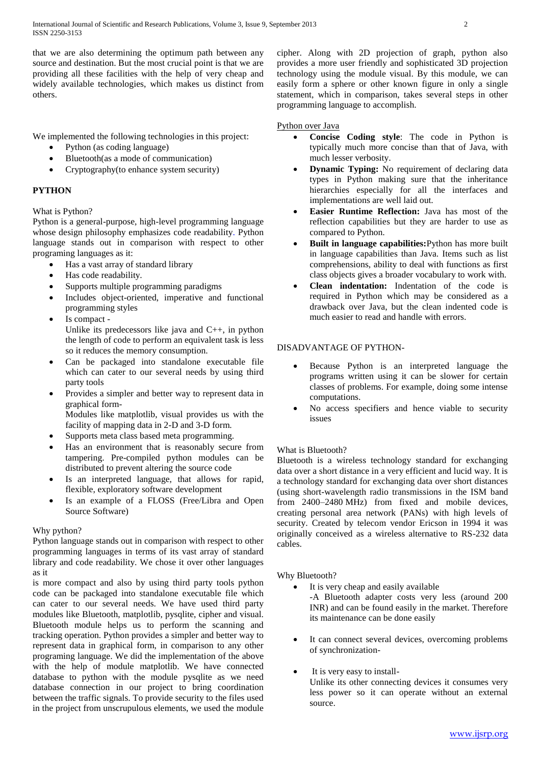that we are also determining the optimum path between any source and destination. But the most crucial point is that we are providing all these facilities with the help of very cheap and widely available technologies, which makes us distinct from others.

We implemented the following technologies in this project:

- Python (as coding language)
- Bluetooth(as a mode of communication)
- Cryptography(to enhance system security)

## PYTHON

What is Python?

Python is a general-purpose, high-level programming language whose design philosophy emphasizes code readability. Python language stands out in comparison with respect to other programing languages as it:

- Has a vast array of standard library
- Has code readability.
- Supports multiple programming paradigms
- Includes object-oriented, imperative and functional programming styles
- Is compact -
  Unlike its predecessors like java and C++, in python the length of code to perform an equivalent task is less so it reduces the memory consumption.
- Can be packaged into standalone executable file which can cater to our several needs by using third party tools
- Provides a simpler and better way to represent data in graphical form-
  Modules like matplotlib, visual provides us with the facility of mapping data in 2-D and 3-D form.
- Supports meta class based meta programming.
- Has an environment that is reasonably secure from tampering. Pre-compiled python modules can be distributed to prevent altering the source code
- Is an interpreted language, that allows for rapid, flexible, exploratory software development
- Is an example of a FLOSS (Free/Libra and Open Source Software)

Why python?

Python language stands out in comparison with respect to other programming languages in terms of its vast array of standard library and code readability. We chose it over other languages as it

is more compact and also by using third party tools python code can be packaged into standalone executable file which can cater to our several needs. We have used third party modules like Bluetooth, matplotlib, pysqlite, cipher and visual. Bluetooth module helps us to perform the scanning and tracking operation. Python provides a simpler and better way to represent data in graphical form, in comparison to any other programing language. We did the implementation of the above with the help of module matplotlib. We have connected database to python with the module pysqlite as we need database connection in our project to bring coordination between the traffic signals. To provide security to the files used in the project from unscrupulous elements, we used the module cipher. Along with 2D projection of graph, python also provides a more user friendly and sophisticated 3D projection technology using the module visual. By this module, we can easily form a sphere or other known figure in only a single statement, which in comparison, takes several steps in other programming language to accomplish.

Python over Java

- **Concise Coding style**: The code in Python is typically much more concise than that of Java, with much lesser verbosity.
- **Dynamic Typing:** No requirement of declaring data types in Python making sure that the inheritance hierarchies especially for all the interfaces and implementations are well laid out.
- **Easier Runtime Reflection:** Java has most of the reflection capabilities but they are harder to use as compared to Python.
- **Built in language capabilities:**Python has more built in language capabilities than Java. Items such as list comprehensions, ability to deal with functions as first class objects gives a broader vocabulary to work with.
- **Clean indentation:** Indentation of the code is required in Python which may be considered as a drawback over Java, but the clean indented code is much easier to read and handle with errors.

DISADVANTAGE OF PYTHON-

- Because Python is an interpreted language the programs written using it can be slower for certain classes of problems. For example, doing some intense computations.
- No access specifiers and hence viable to security issues

What is Bluetooth?

Bluetooth is a wireless technology standard for exchanging data over a short distance in a very efficient and lucid way. It is a technology standard for exchanging data over short distances (using short-wavelength radio transmissions in the ISM band from 2400–2480 MHz) from fixed and mobile devices, creating personal area network (PANs) with high levels of security. Created by telecom vendor Ericson in 1994 it was originally conceived as a wireless alternative to RS-232 data cables.

Why Bluetooth?

- It is very cheap and easily available
  -A Bluetooth adapter costs very less (around 200 INR) and can be found easily in the market. Therefore its maintenance can be done easily
- It can connect several devices, overcoming problems of synchronization-
- It is very easy to install-
  Unlike its other connecting devices it consumes very less power so it can operate without an external source.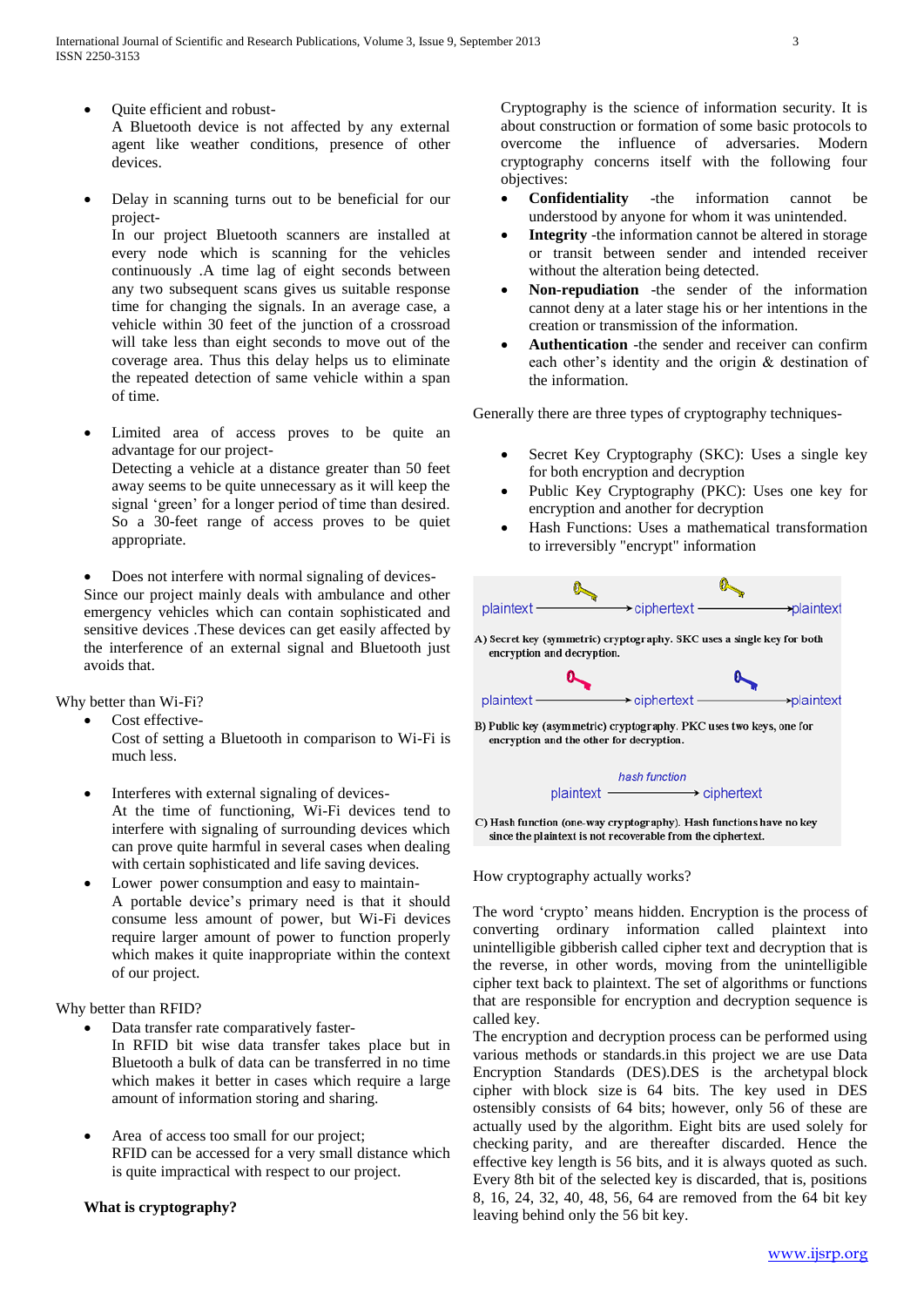- Quite efficient and robust-
  A Bluetooth device is not affected by any external agent like weather conditions, presence of other devices.

- Delay in scanning turns out to be beneficial for our project-
  In our project Bluetooth scanners are installed at every node which is scanning for the vehicles continuously .A time lag of eight seconds between any two subsequent scans gives us suitable response time for changing the signals. In an average case, a vehicle within 30 feet of the junction of a crossroad will take less than eight seconds to move out of the coverage area. Thus this delay helps us to eliminate the repeated detection of same vehicle within a span of time.

- Limited area of access proves to be quite an advantage for our project-
  Detecting a vehicle at a distance greater than 50 feet away seems to be quite unnecessary as it will keep the signal 'green' for a longer period of time than desired. So a 30-feet range of access proves to be quiet appropriate.

- Does not interfere with normal signaling of devices-

Since our project mainly deals with ambulance and other emergency vehicles which can contain sophisticated and sensitive devices .These devices can get easily affected by the interference of an external signal and Bluetooth just avoids that.

Why better than Wi-Fi?

- Cost effective-
  Cost of setting a Bluetooth in comparison to Wi-Fi is much less.

- Interferes with external signaling of devices-
  At the time of functioning, Wi-Fi devices tend to interfere with signaling of surrounding devices which can prove quite harmful in several cases when dealing with certain sophisticated and life saving devices.
- Lower power consumption and easy to maintain-
  A portable device's primary need is that it should consume less amount of power, but Wi-Fi devices require larger amount of power to function properly which makes it quite inappropriate within the context of our project.

Why better than RFID?

- Data transfer rate comparatively faster-
  In RFID bit wise data transfer takes place but in Bluetooth a bulk of data can be transferred in no time which makes it better in cases which require a large amount of information storing and sharing.

- Area of access too small for our project;
  RFID can be accessed for a very small distance which is quite impractical with respect to our project.

**What is cryptography?**

Cryptography is the science of information security. It is about construction or formation of some basic protocols to overcome the influence of adversaries. Modern cryptography concerns itself with the following four objectives:

- **Confidentiality** -the information cannot be understood by anyone for whom it was unintended.
- **Integrity** -the information cannot be altered in storage or transit between sender and intended receiver without the alteration being detected.
- **Non-repudiation** -the sender of the information cannot deny at a later stage his or her intentions in the creation or transmission of the information.
- **Authentication** -the sender and receiver can confirm each other's identity and the origin & destination of the information.

Generally there are three types of cryptography techniques-

- Secret Key Cryptography (SKC): Uses a single key for both encryption and decryption
- Public Key Cryptography (PKC): Uses one key for encryption and another for decryption
- Hash Functions: Uses a mathematical transformation to irreversibly "encrypt" information

plaintext → ciphertext → plaintext

A) Secret key (symmetric) cryptography. SKC uses a single key for both encryption and decryption.

plaintext → ciphertext → plaintext

B) Public key (asymmetric) cryptography. PKC uses two keys, one for encryption and the other for decryption.

plaintext → (hash function) → ciphertext

C) Hash function (one-way cryptography). Hash functions have no key since the plaintext is not recoverable from the ciphertext.

How cryptography actually works?

The word 'crypto' means hidden. Encryption is the process of converting ordinary information called plaintext into unintelligible gibberish called cipher text and decryption that is the reverse, in other words, moving from the unintelligible cipher text back to plaintext. The set of algorithms or functions that are responsible for encryption and decryption sequence is called key.

The encryption and decryption process can be performed using various methods or standards.in this project we are use Data Encryption Standards (DES).DES is the archetypal block cipher with block size is 64 bits. The key used in DES ostensibly consists of 64 bits; however, only 56 of these are actually used by the algorithm. Eight bits are used solely for checking parity, and are thereafter discarded. Hence the effective key length is 56 bits, and it is always quoted as such. Every 8th bit of the selected key is discarded, that is, positions 8, 16, 24, 32, 40, 48, 56, 64 are removed from the 64 bit key leaving behind only the 56 bit key.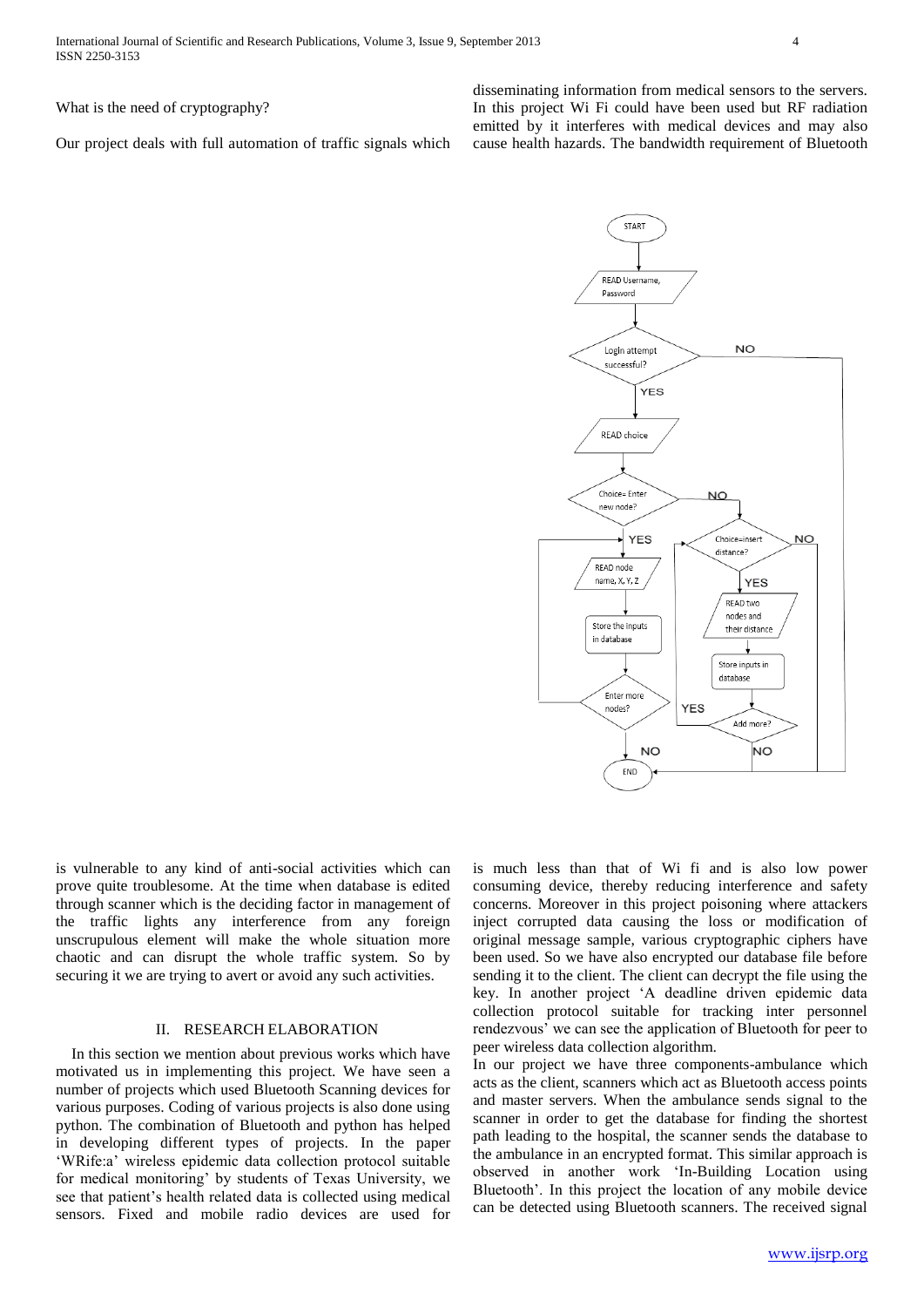What is the need of cryptography?

Our project deals with full automation of traffic signals which is vulnerable to any kind of anti-social activities which can prove quite troublesome. At the time when database is edited through scanner which is the deciding factor in management of the traffic lights any interference from any foreign unscrupulous element will make the whole situation more chaotic and can disrupt the whole traffic system. So by securing it we are trying to avert or avoid any such activities.

## II. Research Elaboration

In this section we mention about previous works which have motivated us in implementing this project. We have seen a number of projects which used Bluetooth Scanning devices for various purposes. Coding of various projects is also done using python. The combination of Bluetooth and python has helped in developing different types of projects. In the paper 'WRife:a' wireless epidemic data collection protocol suitable for medical monitoring' by students of Texas University, we see that patient's health related data is collected using medical sensors. Fixed and mobile radio devices are used for disseminating information from medical sensors to the servers. In this project Wi Fi could have been used but RF radiation emitted by it interferes with medical devices and may also cause health hazards. The bandwidth requirement of Bluetooth is much less than that of Wi fi and is also low power consuming device, thereby reducing interference and safety concerns. Moreover in this project poisoning where attackers inject corrupted data causing the loss or modification of original message sample, various cryptographic ciphers have been used. So we have also encrypted our database file before sending it to the client. The client can decrypt the file using the key. In another project 'A deadline driven epidemic data collection protocol suitable for tracking inter personnel rendezvous' we can see the application of Bluetooth for peer to peer wireless data collection algorithm.

In our project we have three components-ambulance which acts as the client, scanners which act as Bluetooth access points and master servers. When the ambulance sends signal to the scanner in order to get the database for finding the shortest path leading to the hospital, the scanner sends the database to the ambulance in an encrypted format. This similar approach is observed in another work 'In-Building Location using Bluetooth'. In this project the location of any mobile device can be detected using Bluetooth scanners. The received signal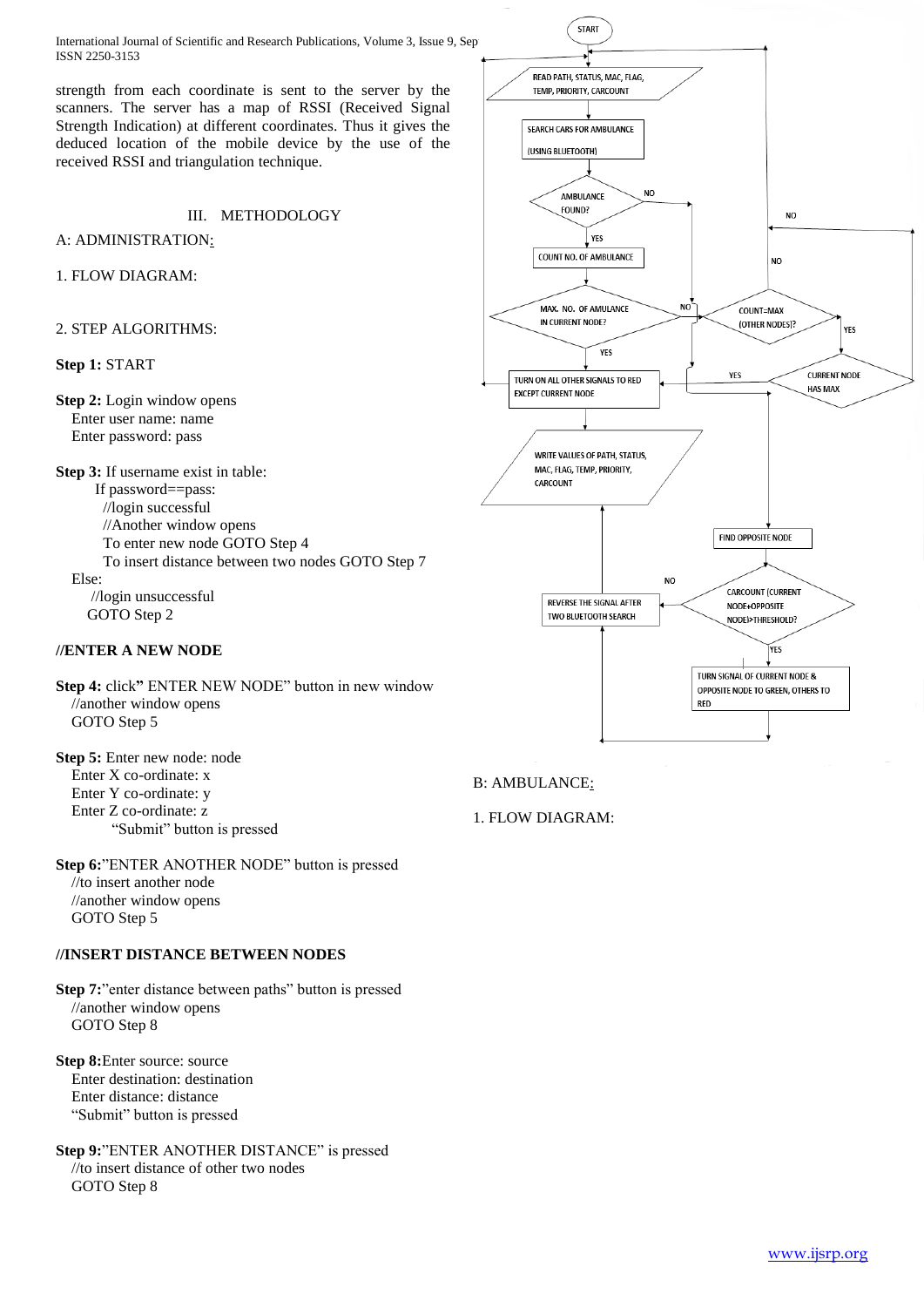strength from each coordinate is sent to the server by the scanners. The server has a map of RSSI (Received Signal Strength Indication) at different coordinates. Thus it gives the deduced location of the mobile device by the use of the received RSSI and triangulation technique.

## III. METHODOLOGY

A: ADMINISTRATION:

1. FLOW DIAGRAM:

START

READ PATH, STATUS, MAC, FLAG, TEMP, PRIORITY, CARCOUNT

SEARCH CARS FOR AMBULANCE (USING BLUETOOTH)

AMBULANCE FOUND? — NO / YES

COUNT NO. OF AMBULANCE

MAX. NO. OF AMULANCE IN CURRENT NODE? — NO / YES

COUNT=MAX (OTHER NODES)? — NO / YES

CURRENT NODE HAS MAX — YES

TURN ON ALL OTHER SIGNALS TO RED EXCEPT CURRENT NODE

WRITE VALUES OF PATH, STATUS, MAC, FLAG, TEMP, PRIORITY, CARCOUNT

FIND OPPOSITE NODE

CARCOUNT (CURRENT NODE+OPPOSITE NODE)>THRESHOLD? — NO / YES

REVERSE THE SIGNAL AFTER TWO BLUETOOTH SEARCH

TURN SIGNAL OF CURRENT NODE & OPPOSITE NODE TO GREEN, OTHERS TO RED

2. STEP ALGORITHMS:

**Step 1:** START

**Step 2:** Login window opens
Enter user name: name
Enter password: pass

**Step 3:** If username exist in table:
If password==pass:
//login successful
//Another window opens
To enter new node GOTO Step 4
To insert distance between two nodes GOTO Step 7
Else:
//login unsuccessful
GOTO Step 2

**//ENTER A NEW NODE**

**Step 4:** click" ENTER NEW NODE" button in new window
//another window opens
GOTO Step 5

**Step 5:** Enter new node: node
Enter X co-ordinate: x
Enter Y co-ordinate: y
Enter Z co-ordinate: z
"Submit" button is pressed

**Step 6:**"ENTER ANOTHER NODE" button is pressed
//to insert another node
//another window opens
GOTO Step 5

**//INSERT DISTANCE BETWEEN NODES**

**Step 7:**"enter distance between paths" button is pressed
//another window opens
GOTO Step 8

**Step 8:**Enter source: source
Enter destination: destination
Enter distance: distance
"Submit" button is pressed

**Step 9:**"ENTER ANOTHER DISTANCE" is pressed
//to insert distance of other two nodes
GOTO Step 8

B: AMBULANCE:

1. FLOW DIAGRAM: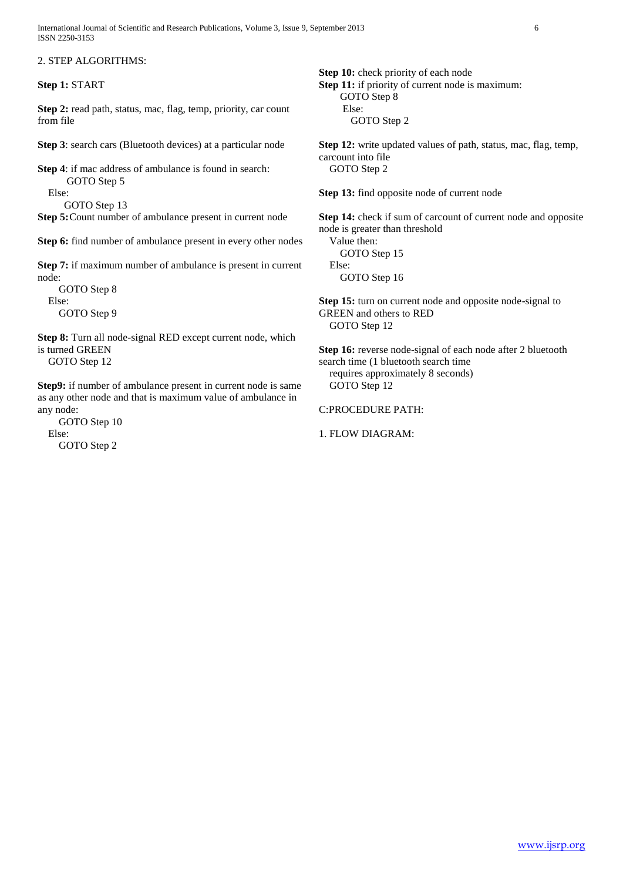2. STEP ALGORITHMS:

**Step 1:** START

**Step 2:** read path, status, mac, flag, temp, priority, car count from file

**Step 3**: search cars (Bluetooth devices) at a particular node

**Step 4**: if mac address of ambulance is found in search:
GOTO Step 5
Else:
GOTO Step 13

**Step 5:** Count number of ambulance present in current node

**Step 6:** find number of ambulance present in every other nodes

**Step 7:** if maximum number of ambulance is present in current node:
GOTO Step 8
Else:
GOTO Step 9

**Step 8:** Turn all node-signal RED except current node, which is turned GREEN
GOTO Step 12

**Step9:** if number of ambulance present in current node is same as any other node and that is maximum value of ambulance in any node:
GOTO Step 10
Else:
GOTO Step 2

**Step 10:** check priority of each node

**Step 11:** if priority of current node is maximum:
GOTO Step 8
Else:
GOTO Step 2

**Step 12:** write updated values of path, status, mac, flag, temp, carcount into file
GOTO Step 2

**Step 13:** find opposite node of current node

**Step 14:** check if sum of carcount of current node and opposite node is greater than threshold
Value then:
GOTO Step 15
Else:
GOTO Step 16

**Step 15:** turn on current node and opposite node-signal to GREEN and others to RED
GOTO Step 12

**Step 16:** reverse node-signal of each node after 2 bluetooth search time (1 bluetooth search time
requires approximately 8 seconds)
GOTO Step 12

C:PROCEDURE PATH:

1. FLOW DIAGRAM: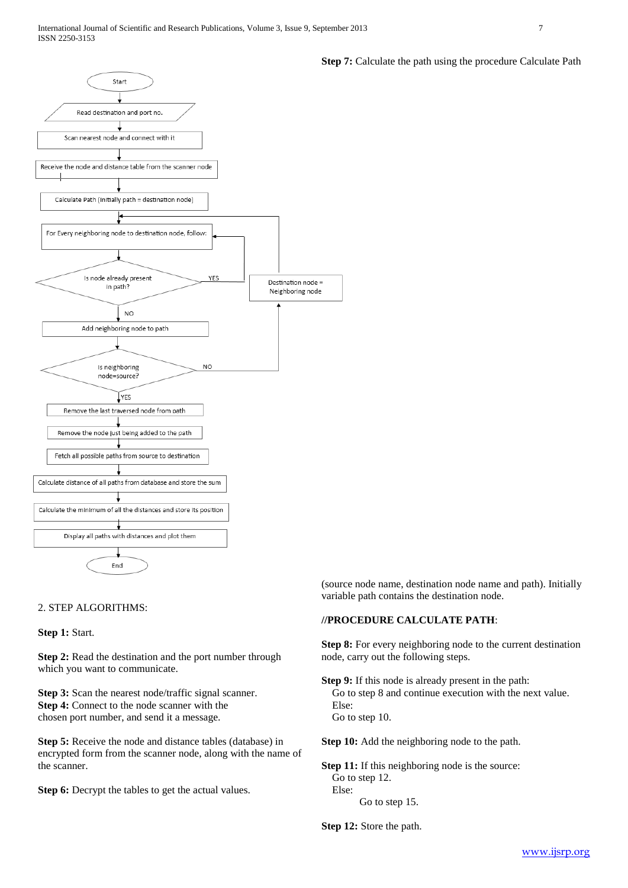Start

Read destination and port no.

Scan nearest node and connect with it

Receive the node and distance table from the scanner node

Calculate Path (Initially path = destination node)

For Every neighboring node to destination node, follow:

Is node already present in path? — YES / NO

Destination node = Neighboring node

Add neighboring node to path

Is neighboring node=source? — NO / YES

Remove the last traversed node from path

Remove the node just being added to the path

Fetch all possible paths from source to destination

Calculate distance of all paths from database and store the sum

Calculate the minimum of all the distances and store its position

Display all paths with distances and plot them

End

2. STEP ALGORITHMS:

**Step 1:** Start.

**Step 2:** Read the destination and the port number through which you want to communicate.

**Step 3:** Scan the nearest node/traffic signal scanner.
**Step 4:** Connect to the node scanner with the chosen port number, and send it a message.

**Step 5:** Receive the node and distance tables (database) in encrypted form from the scanner node, along with the name of the scanner.

**Step 6:** Decrypt the tables to get the actual values.

**Step 7:** Calculate the path using the procedure Calculate Path (source node name, destination node name and path). Initially variable path contains the destination node.

**//PROCEDURE CALCULATE PATH**:

**Step 8:** For every neighboring node to the current destination node, carry out the following steps.

**Step 9:** If this node is already present in the path:
Go to step 8 and continue execution with the next value.
Else:
Go to step 10.

**Step 10:** Add the neighboring node to the path.

**Step 11:** If this neighboring node is the source:
Go to step 12.
Else:
Go to step 15.

**Step 12:** Store the path.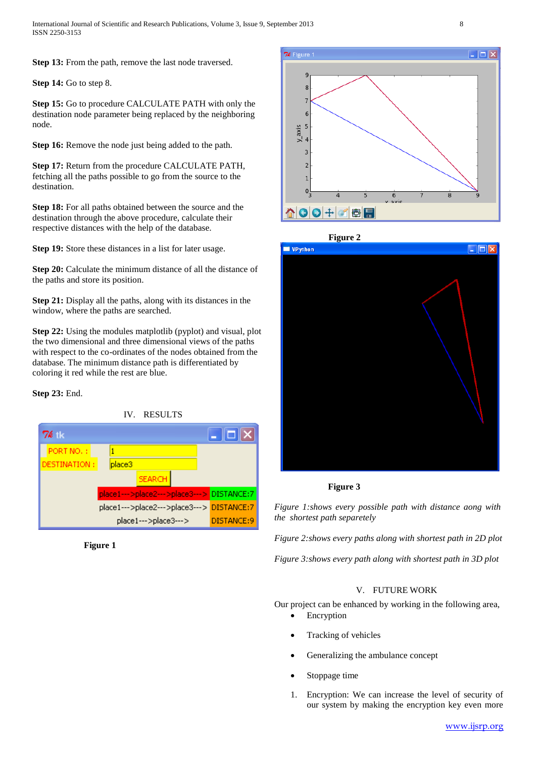**Step 13:** From the path, remove the last node traversed.

**Step 14:** Go to step 8.

**Step 15:** Go to procedure CALCULATE PATH with only the destination node parameter being replaced by the neighboring node.

**Step 16:** Remove the node just being added to the path.

**Step 17:** Return from the procedure CALCULATE PATH, fetching all the paths possible to go from the source to the destination.

**Step 18:** For all paths obtained between the source and the destination through the above procedure, calculate their respective distances with the help of the database.

**Step 19:** Store these distances in a list for later usage.

**Step 20:** Calculate the minimum distance of all the distance of the paths and store its position.

**Step 21:** Display all the paths, along with its distances in the window, where the paths are searched.

**Step 22:** Using the modules matplotlib (pyplot) and visual, plot the two dimensional and three dimensional views of the paths with respect to the co-ordinates of the nodes obtained from the database. The minimum distance path is differentiated by coloring it red while the rest are blue.

**Step 23:** End.

## IV. RESULTS

**Figure 1**

**Figure 2**

**Figure 3**

*Figure 1:shows every possible path with distance aong with the shortest path separetely*

*Figure 2:shows every paths along with shortest path in 2D plot*

*Figure 3:shows every path along with shortest path in 3D plot*

## V. FUTURE WORK

Our project can be enhanced by working in the following area,

- Encryption
- Tracking of vehicles
- Generalizing the ambulance concept
- Stoppage time

1. Encryption: We can increase the level of security of our system by making the encryption key even more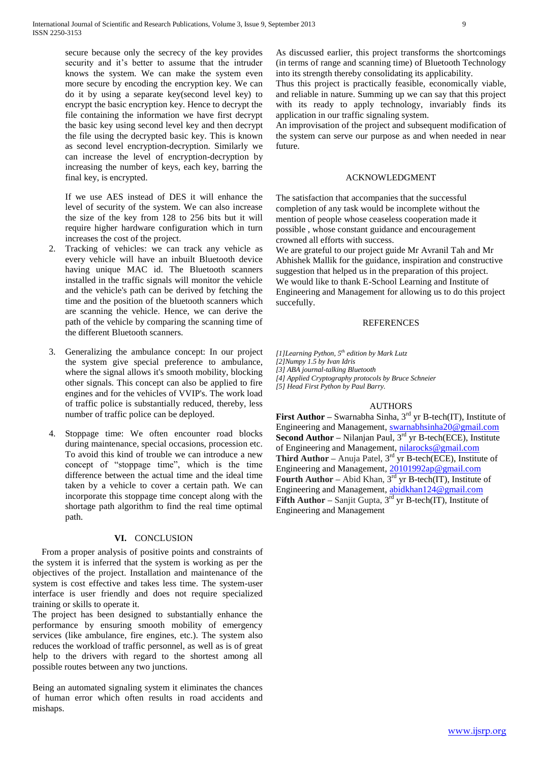secure because only the secrecy of the key provides security and it's better to assume that the intruder knows the system. We can make the system even more secure by encoding the encryption key. We can do it by using a separate key(second level key) to encrypt the basic encryption key. Hence to decrypt the file containing the information we have first decrypt the basic key using second level key and then decrypt the file using the decrypted basic key. This is known as second level encryption-decryption. Similarly we can increase the level of encryption-decryption by increasing the number of keys, each key, barring the final key, is encrypted.

If we use AES instead of DES it will enhance the level of security of the system. We can also increase the size of the key from 128 to 256 bits but it will require higher hardware configuration which in turn increases the cost of the project.

2. Tracking of vehicles: we can track any vehicle as every vehicle will have an inbuilt Bluetooth device having unique MAC id. The Bluetooth scanners installed in the traffic signals will monitor the vehicle and the vehicle's path can be derived by fetching the time and the position of the bluetooth scanners which are scanning the vehicle. Hence, we can derive the path of the vehicle by comparing the scanning time of the different Bluetooth scanners.

3. Generalizing the ambulance concept: In our project the system give special preference to ambulance, where the signal allows it's smooth mobility, blocking other signals. This concept can also be applied to fire engines and for the vehicles of VVIP's. The work load of traffic police is substantially reduced, thereby, less number of traffic police can be deployed.

4. Stoppage time: We often encounter road blocks during maintenance, special occasions, procession etc. To avoid this kind of trouble we can introduce a new concept of "stoppage time", which is the time difference between the actual time and the ideal time taken by a vehicle to cover a certain path. We can incorporate this stoppage time concept along with the shortage path algorithm to find the real time optimal path.

## VI. CONCLUSION

From a proper analysis of positive points and constraints of the system it is inferred that the system is working as per the objectives of the project. Installation and maintenance of the system is cost effective and takes less time. The system-user interface is user friendly and does not require specialized training or skills to operate it.

The project has been designed to substantially enhance the performance by ensuring smooth mobility of emergency services (like ambulance, fire engines, etc.). The system also reduces the workload of traffic personnel, as well as is of great help to the drivers with regard to the shortest among all possible routes between any two junctions.

Being an automated signaling system it eliminates the chances of human error which often results in road accidents and mishaps.

As discussed earlier, this project transforms the shortcomings (in terms of range and scanning time) of Bluetooth Technology into its strength thereby consolidating its applicability.

Thus this project is practically feasible, economically viable, and reliable in nature. Summing up we can say that this project with its ready to apply technology, invariably finds its application in our traffic signaling system.

An improvisation of the project and subsequent modification of the system can serve our purpose as and when needed in near future.

## ACKNOWLEDGMENT

The satisfaction that accompanies that the successful completion of any task would be incomplete without the mention of people whose ceaseless cooperation made it possible , whose constant guidance and encouragement crowned all efforts with success.

We are grateful to our project guide Mr Avranil Tah and Mr Abhishek Mallik for the guidance, inspiration and constructive suggestion that helped us in the preparation of this project.

We would like to thank E-School Learning and Institute of Engineering and Management for allowing us to do this project succefully.

## REFERENCES

*[1]Learning Python, 5th edition by Mark Lutz*
*[2]Numpy 1.5 by Ivan Idris*
*[3] ABA journal-talking Bluetooth*
*[4] Applied Cryptography protocols by Bruce Schneier*
*[5] Head First Python by Paul Barry.*

## AUTHORS

**First Author** – Swarnabha Sinha, 3rd yr B-tech(IT), Institute of Engineering and Management, swarnabhsinha20@gmail.com

**Second Author** – Nilanjan Paul, 3rd yr B-tech(ECE), Institute of Engineering and Management, nilarocks@gmail.com

**Third Author** – Anuja Patel, 3rd yr B-tech(ECE), Institute of Engineering and Management, 20101992ap@gmail.com

**Fourth Author** – Abid Khan, 3rd yr B-tech(IT), Institute of Engineering and Management, abidkhan124@gmail.com

**Fifth Author** – Sanjit Gupta, 3rd yr B-tech(IT), Institute of Engineering and Management